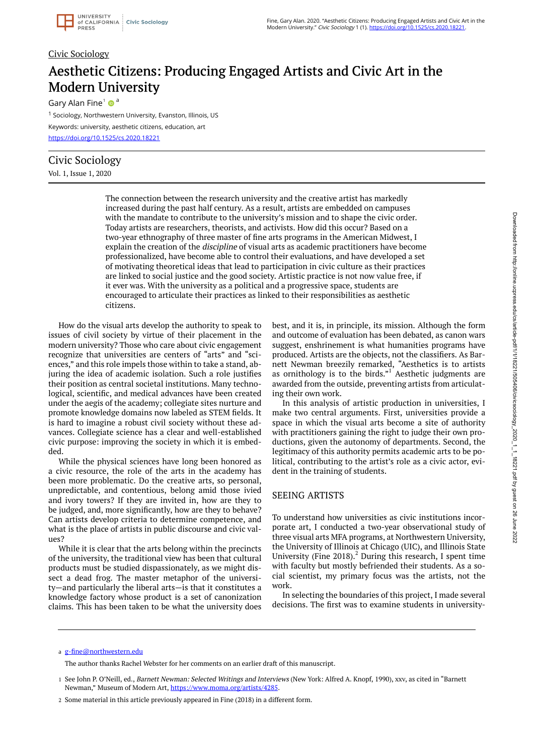Civic Sociology

# Aesthetic Citizens: Producing Engaged Artists and Civic Art in the Modern University

Gary Alan Fine[1] [a]

[1] Sociology, Northwestern University, Evanston, Illinois, US

Keywords: university, aesthetic citizens, education, art

https://doi.org/10.1525/cs.2020.18221

## Civic Sociology

Vol. 1, Issue 1, 2020

The connection between the research university and the creative artist has markedly increased during the past half century. As a result, artists are embedded on campuses with the mandate to contribute to the university's mission and to shape the civic order. Today artists are researchers, theorists, and activists. How did this occur? Based on a two-year ethnography of three master of fine arts programs in the American Midwest, I explain the creation of the *discipline* of visual arts as academic practitioners have become professionalized, have become able to control their evaluations, and have developed a set of motivating theoretical ideas that lead to participation in civic culture as their practices are linked to social justice and the good society. Artistic practice is not now value free, if it ever was. With the university as a political and a progressive space, students are encouraged to articulate their practices as linked to their responsibilities as aesthetic citizens.

How do the visual arts develop the authority to speak to issues of civil society by virtue of their placement in the modern university? Those who care about civic engagement recognize that universities are centers of "arts" and "sciences," and this role impels those within to take a stand, abjuring the idea of academic isolation. Such a role justifies their position as central societal institutions. Many technological, scientific, and medical advances have been created under the aegis of the academy; collegiate sites nurture and promote knowledge domains now labeled as STEM fields. It is hard to imagine a robust civil society without these advances. Collegiate science has a clear and well-established civic purpose: improving the society in which it is embedded.

While the physical sciences have long been honored as a civic resource, the role of the arts in the academy has been more problematic. Do the creative arts, so personal, unpredictable, and contentious, belong amid those ivied and ivory towers? If they are invited in, how are they to be judged, and, more significantly, how are they to behave? Can artists develop criteria to determine competence, and what is the place of artists in public discourse and civic values?

While it is clear that the arts belong within the precincts of the university, the traditional view has been that cultural products must be studied dispassionately, as we might dissect a dead frog. The master metaphor of the university—and particularly the liberal arts—is that it constitutes a knowledge factory whose product is a set of canonization claims. This has been taken to be what the university does best, and it is, in principle, its mission. Although the form and outcome of evaluation has been debated, as canon wars suggest, enshrinement is what humanities programs have produced. Artists are the objects, not the classifiers. As Barnett Newman breezily remarked, "Aesthetics is to artists as ornithology is to the birds."[1] Aesthetic judgments are awarded from the outside, preventing artists from articulating their own work.

In this analysis of artistic production in universities, I make two central arguments. First, universities provide a space in which the visual arts become a site of authority with practitioners gaining the right to judge their own productions, given the autonomy of departments. Second, the legitimacy of this authority permits academic arts to be political, contributing to the artist's role as a civic actor, evident in the training of students.

## SEEING ARTISTS

To understand how universities as civic institutions incorporate art, I conducted a two-year observational study of three visual arts MFA programs, at Northwestern University, the University of Illinois at Chicago (UIC), and Illinois State University (Fine 2018).[2] During this research, I spent time with faculty but mostly befriended their students. As a social scientist, my primary focus was the artists, not the work.

In selecting the boundaries of this project, I made several decisions. The first was to examine students in university-

---

a g-fine@northwestern.edu

The author thanks Rachel Webster for her comments on an earlier draft of this manuscript.

1 See John P. O'Neill, ed., *Barnett Newman: Selected Writings and Interviews* (New York: Alfred A. Knopf, 1990), xxv, as cited in "Barnett Newman," Museum of Modern Art, https://www.moma.org/artists/4285.

2 Some material in this article previously appeared in Fine (2018) in a different form.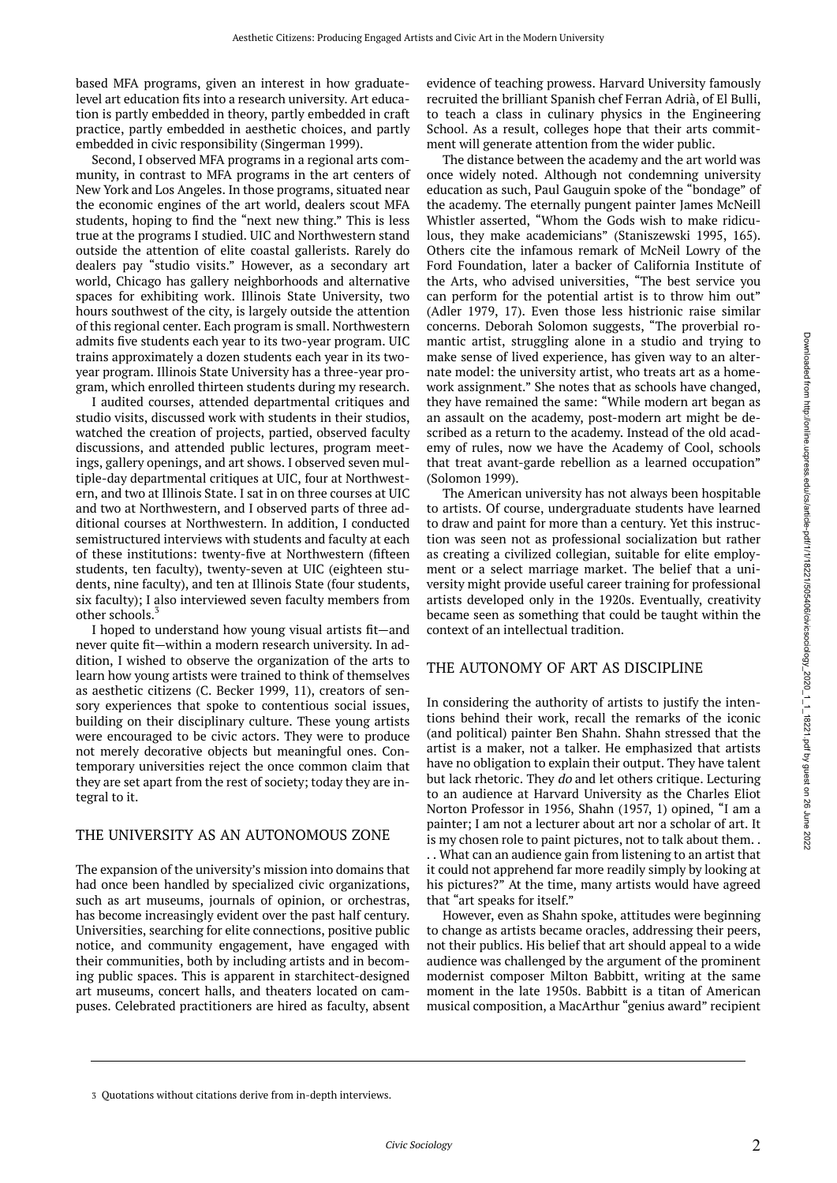based MFA programs, given an interest in how graduate-level art education fits into a research university. Art education is partly embedded in theory, partly embedded in craft practice, partly embedded in aesthetic choices, and partly embedded in civic responsibility (Singerman 1999).

Second, I observed MFA programs in a regional arts community, in contrast to MFA programs in the art centers of New York and Los Angeles. In those programs, situated near the economic engines of the art world, dealers scout MFA students, hoping to find the "next new thing." This is less true at the programs I studied. UIC and Northwestern stand outside the attention of elite coastal gallerists. Rarely do dealers pay "studio visits." However, as a secondary art world, Chicago has gallery neighborhoods and alternative spaces for exhibiting work. Illinois State University, two hours southwest of the city, is largely outside the attention of this regional center. Each program is small. Northwestern admits five students each year to its two-year program. UIC trains approximately a dozen students each year in its two-year program. Illinois State University has a three-year program, which enrolled thirteen students during my research.

I audited courses, attended departmental critiques and studio visits, discussed work with students in their studios, watched the creation of projects, partied, observed faculty discussions, and attended public lectures, program meetings, gallery openings, and art shows. I observed seven multiple-day departmental critiques at UIC, four at Northwestern, and two at Illinois State. I sat in on three courses at UIC and two at Northwestern, and I observed parts of three additional courses at Northwestern. In addition, I conducted semistructured interviews with students and faculty at each of these institutions: twenty-five at Northwestern (fifteen students, ten faculty), twenty-seven at UIC (eighteen students, nine faculty), and ten at Illinois State (four students, six faculty); I also interviewed seven faculty members from other schools.[3]

I hoped to understand how young visual artists fit—and never quite fit—within a modern research university. In addition, I wished to observe the organization of the arts to learn how young artists were trained to think of themselves as aesthetic citizens (C. Becker 1999, 11), creators of sensory experiences that spoke to contentious social issues, building on their disciplinary culture. These young artists were encouraged to be civic actors. They were to produce not merely decorative objects but meaningful ones. Contemporary universities reject the once common claim that they are set apart from the rest of society; today they are integral to it.

## THE UNIVERSITY AS AN AUTONOMOUS ZONE

The expansion of the university's mission into domains that had once been handled by specialized civic organizations, such as art museums, journals of opinion, or orchestras, has become increasingly evident over the past half century. Universities, searching for elite connections, positive public notice, and community engagement, have engaged with their communities, both by including artists and in becoming public spaces. This is apparent in starchitect-designed art museums, concert halls, and theaters located on campuses. Celebrated practitioners are hired as faculty, absent evidence of teaching prowess. Harvard University famously recruited the brilliant Spanish chef Ferran Adrià, of El Bulli, to teach a class in culinary physics in the Engineering School. As a result, colleges hope that their arts commitment will generate attention from the wider public.

The distance between the academy and the art world was once widely noted. Although not condemning university education as such, Paul Gauguin spoke of the "bondage" of the academy. The eternally pungent painter James McNeill Whistler asserted, "Whom the Gods wish to make ridiculous, they make academicians" (Staniszewski 1995, 165). Others cite the infamous remark of McNeil Lowry of the Ford Foundation, later a backer of California Institute of the Arts, who advised universities, "The best service you can perform for the potential artist is to throw him out" (Adler 1979, 17). Even those less histrionic raise similar concerns. Deborah Solomon suggests, "The proverbial romantic artist, struggling alone in a studio and trying to make sense of lived experience, has given way to an alternate model: the university artist, who treats art as a homework assignment." She notes that as schools have changed, they have remained the same: "While modern art began as an assault on the academy, post-modern art might be described as a return to the academy. Instead of the old academy of rules, now we have the Academy of Cool, schools that treat avant-garde rebellion as a learned occupation" (Solomon 1999).

The American university has not always been hospitable to artists. Of course, undergraduate students have learned to draw and paint for more than a century. Yet this instruction was seen not as professional socialization but rather as creating a civilized collegian, suitable for elite employment or a select marriage market. The belief that a university might provide useful career training for professional artists developed only in the 1920s. Eventually, creativity became seen as something that could be taught within the context of an intellectual tradition.

## THE AUTONOMY OF ART AS DISCIPLINE

In considering the authority of artists to justify the intentions behind their work, recall the remarks of the iconic (and political) painter Ben Shahn. Shahn stressed that the artist is a maker, not a talker. He emphasized that artists have no obligation to explain their output. They have talent but lack rhetoric. They *do* and let others critique. Lecturing to an audience at Harvard University as the Charles Eliot Norton Professor in 1956, Shahn (1957, 1) opined, "I am a painter; I am not a lecturer about art nor a scholar of art. It is my chosen role to paint pictures, not to talk about them. . . . What can an audience gain from listening to an artist that it could not apprehend far more readily simply by looking at his pictures?" At the time, many artists would have agreed that "art speaks for itself."

However, even as Shahn spoke, attitudes were beginning to change as artists became oracles, addressing their peers, not their publics. His belief that art should appeal to a wide audience was challenged by the argument of the prominent modernist composer Milton Babbitt, writing at the same moment in the late 1950s. Babbitt is a titan of American musical composition, a MacArthur "genius award" recipient

---

3 Quotations without citations derive from in-depth interviews.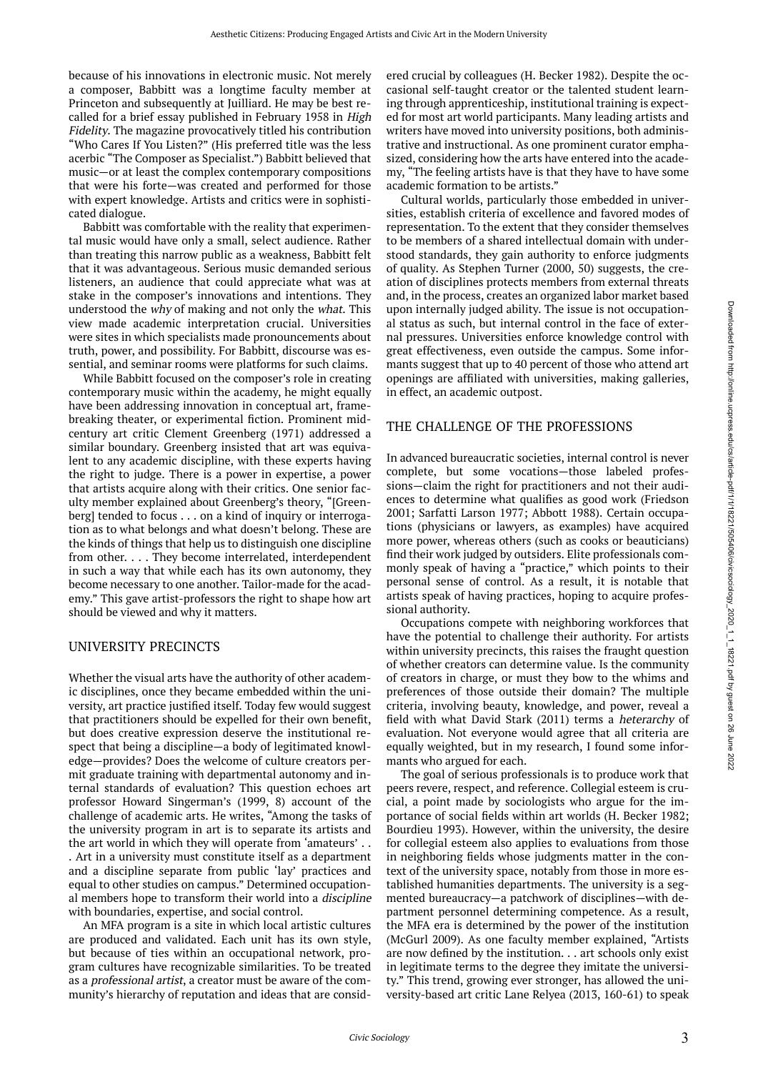because of his innovations in electronic music. Not merely a composer, Babbitt was a longtime faculty member at Princeton and subsequently at Juilliard. He may be best recalled for a brief essay published in February 1958 in *High Fidelity*. The magazine provocatively titled his contribution "Who Cares If You Listen?" (His preferred title was the less acerbic "The Composer as Specialist.") Babbitt believed that music—or at least the complex contemporary compositions that were his forte—was created and performed for those with expert knowledge. Artists and critics were in sophisticated dialogue.

Babbitt was comfortable with the reality that experimental music would have only a small, select audience. Rather than treating this narrow public as a weakness, Babbitt felt that it was advantageous. Serious music demanded serious listeners, an audience that could appreciate what was at stake in the composer's innovations and intentions. They understood the *why* of making and not only the *what*. This view made academic interpretation crucial. Universities were sites in which specialists made pronouncements about truth, power, and possibility. For Babbitt, discourse was essential, and seminar rooms were platforms for such claims.

While Babbitt focused on the composer's role in creating contemporary music within the academy, he might equally have been addressing innovation in conceptual art, frame-breaking theater, or experimental fiction. Prominent mid-century art critic Clement Greenberg (1971) addressed a similar boundary. Greenberg insisted that art was equivalent to any academic discipline, with these experts having the right to judge. There is a power in expertise, a power that artists acquire along with their critics. One senior faculty member explained about Greenberg's theory, "[Greenberg] tended to focus . . . on a kind of inquiry or interrogation as to what belongs and what doesn't belong. These are the kinds of things that help us to distinguish one discipline from other. . . . They become interrelated, interdependent in such a way that while each has its own autonomy, they become necessary to one another. Tailor-made for the academy." This gave artist-professors the right to shape how art should be viewed and why it matters.

## UNIVERSITY PRECINCTS

Whether the visual arts have the authority of other academic disciplines, once they became embedded within the university, art practice justified itself. Today few would suggest that practitioners should be expelled for their own benefit, but does creative expression deserve the institutional respect that being a discipline—a body of legitimated knowledge—provides? Does the welcome of culture creators permit graduate training with departmental autonomy and internal standards of evaluation? This question echoes art professor Howard Singerman's (1999, 8) account of the challenge of academic arts. He writes, "Among the tasks of the university program in art is to separate its artists and the art world in which they will operate from 'amateurs' . . . Art in a university must constitute itself as a department and a discipline separate from public 'lay' practices and equal to other studies on campus." Determined occupational members hope to transform their world into a *discipline* with boundaries, expertise, and social control.

An MFA program is a site in which local artistic cultures are produced and validated. Each unit has its own style, but because of ties within an occupational network, program cultures have recognizable similarities. To be treated as a *professional artist*, a creator must be aware of the community's hierarchy of reputation and ideas that are considered crucial by colleagues (H. Becker 1982). Despite the occasional self-taught creator or the talented student learning through apprenticeship, institutional training is expected for most art world participants. Many leading artists and writers have moved into university positions, both administrative and instructional. As one prominent curator emphasized, considering how the arts have entered into the academy, "The feeling artists have is that they have to have some academic formation to be artists."

Cultural worlds, particularly those embedded in universities, establish criteria of excellence and favored modes of representation. To the extent that they consider themselves to be members of a shared intellectual domain with understood standards, they gain authority to enforce judgments of quality. As Stephen Turner (2000, 50) suggests, the creation of disciplines protects members from external threats and, in the process, creates an organized labor market based upon internally judged ability. The issue is not occupational status as such, but internal control in the face of external pressures. Universities enforce knowledge control with great effectiveness, even outside the campus. Some informants suggest that up to 40 percent of those who attend art openings are affiliated with universities, making galleries, in effect, an academic outpost.

## THE CHALLENGE OF THE PROFESSIONS

In advanced bureaucratic societies, internal control is never complete, but some vocations—those labeled professions—claim the right for practitioners and not their audiences to determine what qualifies as good work (Friedson 2001; Sarfatti Larson 1977; Abbott 1988). Certain occupations (physicians or lawyers, as examples) have acquired more power, whereas others (such as cooks or beauticians) find their work judged by outsiders. Elite professionals commonly speak of having a "practice," which points to their personal sense of control. As a result, it is notable that artists speak of having practices, hoping to acquire professional authority.

Occupations compete with neighboring workforces that have the potential to challenge their authority. For artists within university precincts, this raises the fraught question of whether creators can determine value. Is the community of creators in charge, or must they bow to the whims and preferences of those outside their domain? The multiple criteria, involving beauty, knowledge, and power, reveal a field with what David Stark (2011) terms a *heterarchy* of evaluation. Not everyone would agree that all criteria are equally weighted, but in my research, I found some informants who argued for each.

The goal of serious professionals is to produce work that peers revere, respect, and reference. Collegial esteem is crucial, a point made by sociologists who argue for the importance of social fields within art worlds (H. Becker 1982; Bourdieu 1993). However, within the university, the desire for collegial esteem also applies to evaluations from those in neighboring fields whose judgments matter in the context of the university space, notably from those in more established humanities departments. The university is a segmented bureaucracy—a patchwork of disciplines—with department personnel determining competence. As a result, the MFA era is determined by the power of the institution (McGurl 2009). As one faculty member explained, "Artists are now defined by the institution. . . art schools only exist in legitimate terms to the degree they imitate the university." This trend, growing ever stronger, has allowed the university-based art critic Lane Relyea (2013, 160-61) to speak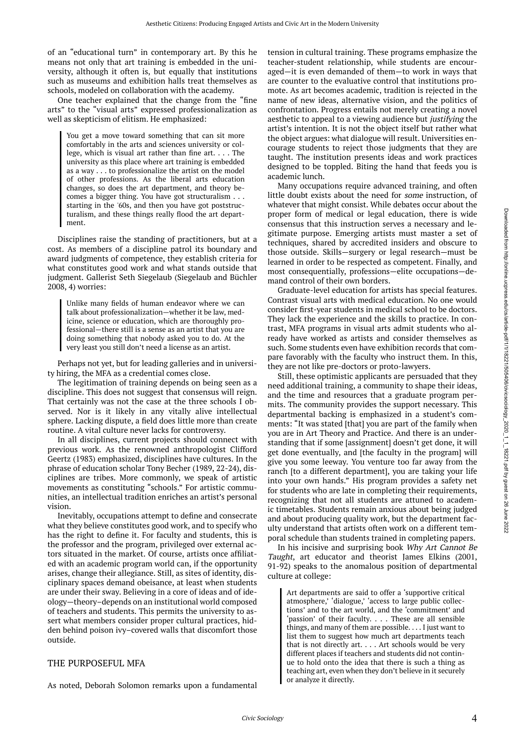of an "educational turn" in contemporary art. By this he means not only that art training is embedded in the university, although it often is, but equally that institutions such as museums and exhibition halls treat themselves as schools, modeled on collaboration with the academy.

One teacher explained that the change from the "fine arts" to the "visual arts" expressed professionalization as well as skepticism of elitism. He emphasized:

> You get a move toward something that can sit more comfortably in the arts and sciences university or college, which is visual art rather than fine art. . . . The university as this place where art training is embedded as a way . . . to professionalize the artist on the model of other professions. As the liberal arts education changes, so does the art department, and theory becomes a bigger thing. You have got structuralism . . . starting in the '60s, and then you have got poststructuralism, and these things really flood the art department.

Disciplines raise the standing of practitioners, but at a cost. As members of a discipline patrol its boundary and award judgments of competence, they establish criteria for what constitutes good work and what stands outside that judgment. Gallerist Seth Siegelaub (Siegelaub and Büchler 2008, 4) worries:

> Unlike many fields of human endeavor where we can talk about professionalization—whether it be law, medicine, science or education, which are thoroughly professional—there still is a sense as an artist that you are doing something that nobody asked you to do. At the very least you still don't need a license as an artist.

Perhaps not yet, but for leading galleries and in university hiring, the MFA as a credential comes close.

The legitimation of training depends on being seen as a discipline. This does not suggest that consensus will reign. That certainly was not the case at the three schools I observed. Nor is it likely in any vitally alive intellectual sphere. Lacking dispute, a field does little more than create routine. A vital culture never lacks for controversy.

In all disciplines, current projects should connect with previous work. As the renowned anthropologist Clifford Geertz (1983) emphasized, disciplines have cultures. In the phrase of education scholar Tony Becher (1989, 22-24), disciplines are tribes. More commonly, we speak of artistic movements as constituting "schools." For artistic communities, an intellectual tradition enriches an artist's personal vision.

Inevitably, occupations attempt to define and consecrate what they believe constitutes good work, and to specify who has the right to define it. For faculty and students, this is the professor and the program, privileged over external actors situated in the market. Of course, artists once affiliated with an academic program world can, if the opportunity arises, change their allegiance. Still, as sites of identity, disciplinary spaces demand obeisance, at least when students are under their sway. Believing in a core of ideas and of ideology—theory–depends on an institutional world composed of teachers and students. This permits the university to assert what members consider proper cultural practices, hidden behind poison ivy–covered walls that discomfort those outside.

## THE PURPOSEFUL MFA

As noted, Deborah Solomon remarks upon a fundamental tension in cultural training. These programs emphasize the teacher-student relationship, while students are encouraged—it is even demanded of them—to work in ways that are counter to the evaluative control that institutions promote. As art becomes academic, tradition is rejected in the name of new ideas, alternative vision, and the politics of confrontation. Progress entails not merely creating a novel aesthetic to appeal to a viewing audience but *justifying* the artist's intention. It is not the object itself but rather what the object argues: what dialogue will result. Universities encourage students to reject those judgments that they are taught. The institution presents ideas and work practices designed to be toppled. Biting the hand that feeds you is academic lunch.

Many occupations require advanced training, and often little doubt exists about the need for *some* instruction, of whatever that might consist. While debates occur about the proper form of medical or legal education, there is wide consensus that this instruction serves a necessary and legitimate purpose. Emerging artists must master a set of techniques, shared by accredited insiders and obscure to those outside. Skills—surgery or legal research—must be learned in order to be respected as competent. Finally, and most consequentially, professions—elite occupations—demand control of their own borders.

Graduate-level education for artists has special features. Contrast visual arts with medical education. No one would consider first-year students in medical school to be doctors. They lack the experience and the skills to practice. In contrast, MFA programs in visual arts admit students who already have worked as artists and consider themselves as such. Some students even have exhibition records that compare favorably with the faculty who instruct them. In this, they are not like pre-doctors or proto-lawyers.

Still, these optimistic applicants are persuaded that they need additional training, a community to shape their ideas, and the time and resources that a graduate program permits. The community provides the support necessary. This departmental backing is emphasized in a student's comments: "It was stated [that] you are part of the family when you are in Art Theory and Practice. And there is an understanding that if some [assignment] doesn't get done, it will get done eventually, and [the faculty in the program] will give you some leeway. You venture too far away from the ranch [to a different department], you are taking your life into your own hands." His program provides a safety net for students who are late in completing their requirements, recognizing that not all students are attuned to academic timetables. Students remain anxious about being judged and about producing quality work, but the department faculty understand that artists often work on a different temporal schedule than students trained in completing papers.

In his incisive and surprising book *Why Art Cannot Be Taught*, art educator and theorist James Elkins (2001, 91-92) speaks to the anomalous position of departmental culture at college:

> Art departments are said to offer a 'supportive critical atmosphere,' 'dialogue,' 'access to large public collections' and to the art world, and the 'commitment' and 'passion' of their faculty. . . . These are all sensible things, and many of them are possible. . . . I just want to list them to suggest how much art departments teach that is not directly art. . . . Art schools would be very different places if teachers and students did not continue to hold onto the idea that there is such a thing as teaching art, even when they don't believe in it securely or analyze it directly.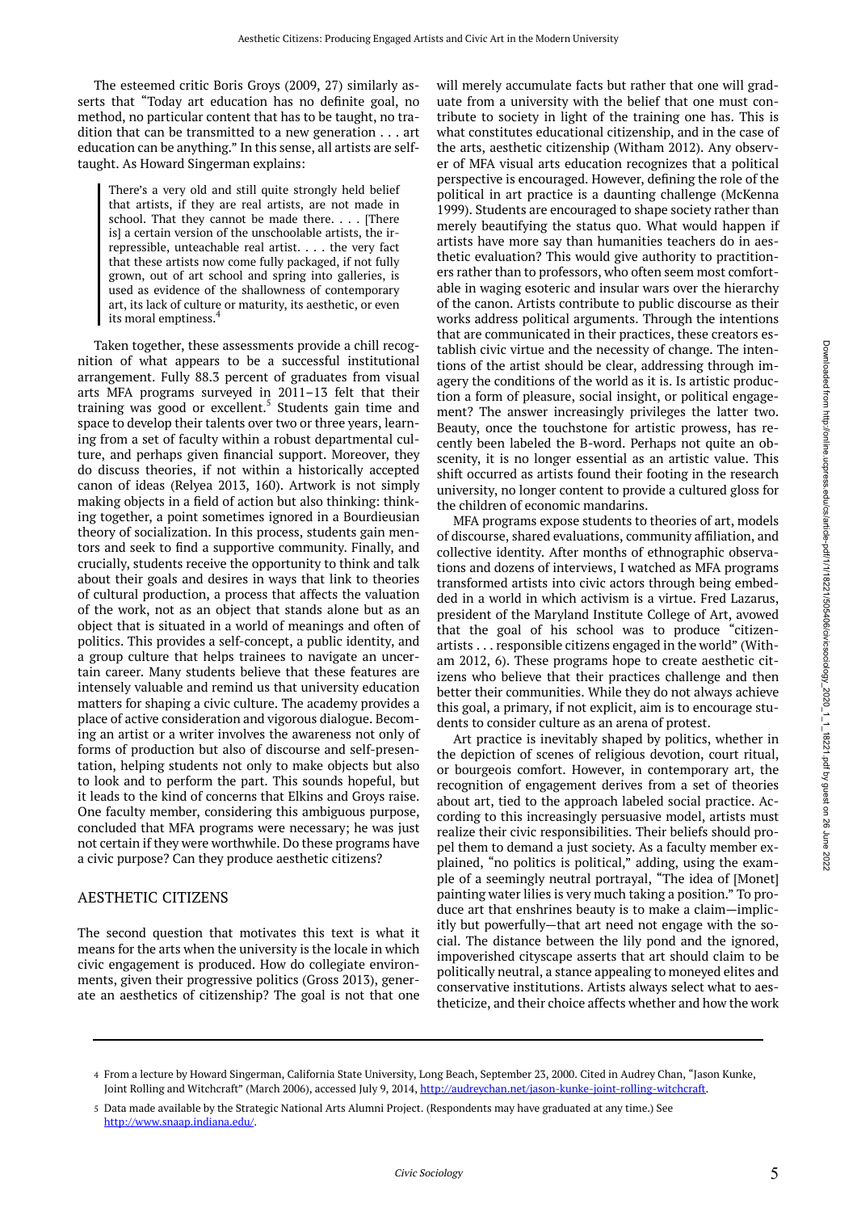The esteemed critic Boris Groys (2009, 27) similarly asserts that "Today art education has no definite goal, no method, no particular content that has to be taught, no tradition that can be transmitted to a new generation . . . art education can be anything." In this sense, all artists are self-taught. As Howard Singerman explains:

> There's a very old and still quite strongly held belief that artists, if they are real artists, are not made in school. That they cannot be made there. . . . [There is] a certain version of the unschoolable artists, the irrepressible, unteachable real artist. . . . the very fact that these artists now come fully packaged, if not fully grown, out of art school and spring into galleries, is used as evidence of the shallowness of contemporary art, its lack of culture or maturity, its aesthetic, or even its moral emptiness.[4]

Taken together, these assessments provide a chill recognition of what appears to be a successful institutional arrangement. Fully 88.3 percent of graduates from visual arts MFA programs surveyed in 2011–13 felt that their training was good or excellent.[5] Students gain time and space to develop their talents over two or three years, learning from a set of faculty within a robust departmental culture, and perhaps given financial support. Moreover, they do discuss theories, if not within a historically accepted canon of ideas (Relyea 2013, 160). Artwork is not simply making objects in a field of action but also thinking: thinking together, a point sometimes ignored in a Bourdieusian theory of socialization. In this process, students gain mentors and seek to find a supportive community. Finally, and crucially, students receive the opportunity to think and talk about their goals and desires in ways that link to theories of cultural production, a process that affects the valuation of the work, not as an object that stands alone but as an object that is situated in a world of meanings and often of politics. This provides a self-concept, a public identity, and a group culture that helps trainees to navigate an uncertain career. Many students believe that these features are intensely valuable and remind us that university education matters for shaping a civic culture. The academy provides a place of active consideration and vigorous dialogue. Becoming an artist or a writer involves the awareness not only of forms of production but also of discourse and self-presentation, helping students not only to make objects but also to look and to perform the part. This sounds hopeful, but it leads to the kind of concerns that Elkins and Groys raise. One faculty member, considering this ambiguous purpose, concluded that MFA programs were necessary; he was just not certain if they were worthwhile. Do these programs have a civic purpose? Can they produce aesthetic citizens?

## AESTHETIC CITIZENS

The second question that motivates this text is what it means for the arts when the university is the locale in which civic engagement is produced. How do collegiate environments, given their progressive politics (Gross 2013), generate an aesthetics of citizenship? The goal is not that one will merely accumulate facts but rather that one will graduate from a university with the belief that one must contribute to society in light of the training one has. This is what constitutes educational citizenship, and in the case of the arts, aesthetic citizenship (Witham 2012). Any observer of MFA visual arts education recognizes that a political perspective is encouraged. However, defining the role of the political in art practice is a daunting challenge (McKenna 1999). Students are encouraged to shape society rather than merely beautifying the status quo. What would happen if artists have more say than humanities teachers do in aesthetic evaluation? This would give authority to practitioners rather than to professors, who often seem most comfortable in waging esoteric and insular wars over the hierarchy of the canon. Artists contribute to public discourse as their works address political arguments. Through the intentions that are communicated in their practices, these creators establish civic virtue and the necessity of change. The intentions of the artist should be clear, addressing through imagery the conditions of the world as it is. Is artistic production a form of pleasure, social insight, or political engagement? The answer increasingly privileges the latter two. Beauty, once the touchstone for artistic prowess, has recently been labeled the B-word. Perhaps not quite an obscenity, it is no longer essential as an artistic value. This shift occurred as artists found their footing in the research university, no longer content to provide a cultured gloss for the children of economic mandarins.

MFA programs expose students to theories of art, models of discourse, shared evaluations, community affiliation, and collective identity. After months of ethnographic observations and dozens of interviews, I watched as MFA programs transformed artists into civic actors through being embedded in a world in which activism is a virtue. Fred Lazarus, president of the Maryland Institute College of Art, avowed that the goal of his school was to produce "citizen-artists . . . responsible citizens engaged in the world" (Witham 2012, 6). These programs hope to create aesthetic citizens who believe that their practices challenge and then better their communities. While they do not always achieve this goal, a primary, if not explicit, aim is to encourage students to consider culture as an arena of protest.

Art practice is inevitably shaped by politics, whether in the depiction of scenes of religious devotion, court ritual, or bourgeois comfort. However, in contemporary art, the recognition of engagement derives from a set of theories about art, tied to the approach labeled social practice. According to this increasingly persuasive model, artists must realize their civic responsibilities. Their beliefs should propel them to demand a just society. As a faculty member explained, "no politics is political," adding, using the example of a seemingly neutral portrayal, "The idea of [Monet] painting water lilies is very much taking a position." To produce art that enshrines beauty is to make a claim—implicitly but powerfully—that art need not engage with the social. The distance between the lily pond and the ignored, impoverished cityscape asserts that art should claim to be politically neutral, a stance appealing to moneyed elites and conservative institutions. Artists always select what to aestheticize, and their choice affects whether and how the work

---

4 From a lecture by Howard Singerman, California State University, Long Beach, September 23, 2000. Cited in Audrey Chan, "Jason Kunke, Joint Rolling and Witchcraft" (March 2006), accessed July 9, 2014, http://audreychan.net/jason-kunke-joint-rolling-witchcraft.

5 Data made available by the Strategic National Arts Alumni Project. (Respondents may have graduated at any time.) See http://www.snaap.indiana.edu/.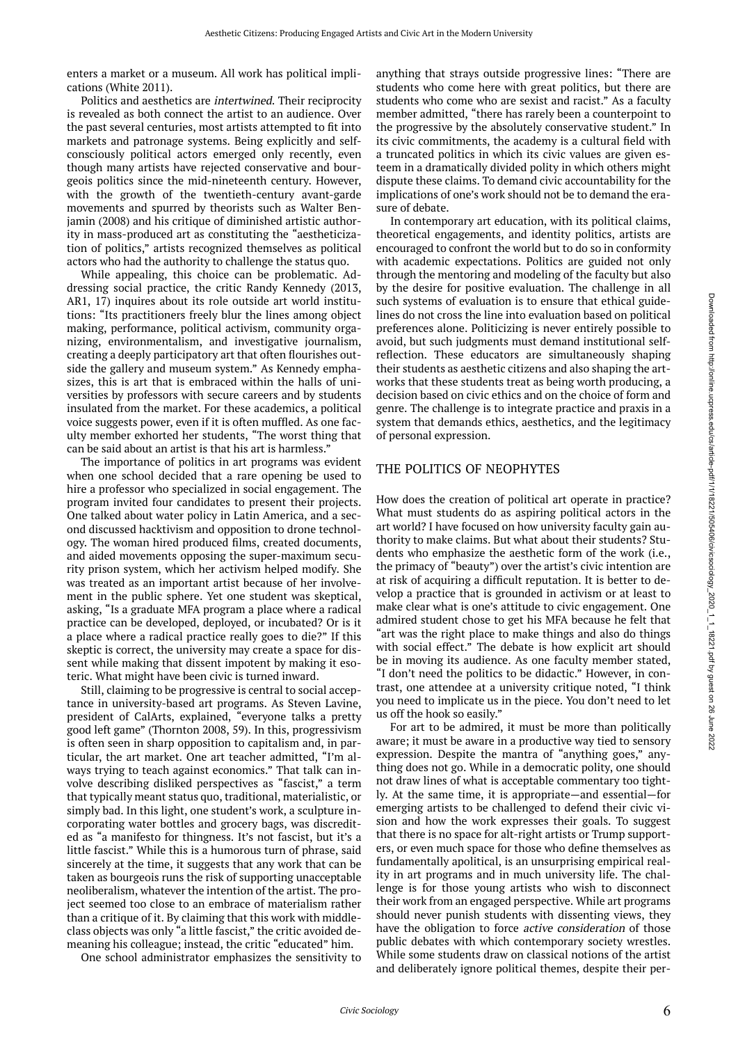enters a market or a museum. All work has political implications (White 2011).

Politics and aesthetics are *intertwined*. Their reciprocity is revealed as both connect the artist to an audience. Over the past several centuries, most artists attempted to fit into markets and patronage systems. Being explicitly and self-consciously political actors emerged only recently, even though many artists have rejected conservative and bourgeois politics since the mid-nineteenth century. However, with the growth of the twentieth-century avant-garde movements and spurred by theorists such as Walter Benjamin (2008) and his critique of diminished artistic authority in mass-produced art as constituting the "aestheticization of politics," artists recognized themselves as political actors who had the authority to challenge the status quo.

While appealing, this choice can be problematic. Addressing social practice, the critic Randy Kennedy (2013, AR1, 17) inquires about its role outside art world institutions: "Its practitioners freely blur the lines among object making, performance, political activism, community organizing, environmentalism, and investigative journalism, creating a deeply participatory art that often flourishes outside the gallery and museum system." As Kennedy emphasizes, this is art that is embraced within the halls of universities by professors with secure careers and by students insulated from the market. For these academics, a political voice suggests power, even if it is often muffled. As one faculty member exhorted her students, "The worst thing that can be said about an artist is that his art is harmless."

The importance of politics in art programs was evident when one school decided that a rare opening be used to hire a professor who specialized in social engagement. The program invited four candidates to present their projects. One talked about water policy in Latin America, and a second discussed hacktivism and opposition to drone technology. The woman hired produced films, created documents, and aided movements opposing the super-maximum security prison system, which her activism helped modify. She was treated as an important artist because of her involvement in the public sphere. Yet one student was skeptical, asking, "Is a graduate MFA program a place where a radical practice can be developed, deployed, or incubated? Or is it a place where a radical practice really goes to die?" If this skeptic is correct, the university may create a space for dissent while making that dissent impotent by making it esoteric. What might have been civic is turned inward.

Still, claiming to be progressive is central to social acceptance in university-based art programs. As Steven Lavine, president of CalArts, explained, "everyone talks a pretty good left game" (Thornton 2008, 59). In this, progressivism is often seen in sharp opposition to capitalism and, in particular, the art market. One art teacher admitted, "I'm always trying to teach against economics." That talk can involve describing disliked perspectives as "fascist," a term that typically meant status quo, traditional, materialistic, or simply bad. In this light, one student's work, a sculpture incorporating water bottles and grocery bags, was discredited as "a manifesto for thingness. It's not fascist, but it's a little fascist." While this is a humorous turn of phrase, said sincerely at the time, it suggests that any work that can be taken as bourgeois runs the risk of supporting unacceptable neoliberalism, whatever the intention of the artist. The project seemed too close to an embrace of materialism rather than a critique of it. By claiming that this work with middle-class objects was only "a little fascist," the critic avoided demeaning his colleague; instead, the critic "educated" him.

One school administrator emphasizes the sensitivity to anything that strays outside progressive lines: "There are students who come here with great politics, but there are students who come who are sexist and racist." As a faculty member admitted, "there has rarely been a counterpoint to the progressive by the absolutely conservative student." In its civic commitments, the academy is a cultural field with a truncated politics in which its civic values are given esteem in a dramatically divided polity in which others might dispute these claims. To demand civic accountability for the implications of one's work should not be to demand the erasure of debate.

In contemporary art education, with its political claims, theoretical engagements, and identity politics, artists are encouraged to confront the world but to do so in conformity with academic expectations. Politics are guided not only through the mentoring and modeling of the faculty but also by the desire for positive evaluation. The challenge in all such systems of evaluation is to ensure that ethical guidelines do not cross the line into evaluation based on political preferences alone. Politicizing is never entirely possible to avoid, but such judgments must demand institutional self-reflection. These educators are simultaneously shaping their students as aesthetic citizens and also shaping the artworks that these students treat as being worth producing, a decision based on civic ethics and on the choice of form and genre. The challenge is to integrate practice and praxis in a system that demands ethics, aesthetics, and the legitimacy of personal expression.

## THE POLITICS OF NEOPHYTES

How does the creation of political art operate in practice? What must students do as aspiring political actors in the art world? I have focused on how university faculty gain authority to make claims. But what about their students? Students who emphasize the aesthetic form of the work (i.e., the primacy of "beauty") over the artist's civic intention are at risk of acquiring a difficult reputation. It is better to develop a practice that is grounded in activism or at least to make clear what is one's attitude to civic engagement. One admired student chose to get his MFA because he felt that "art was the right place to make things and also do things with social effect." The debate is how explicit art should be in moving its audience. As one faculty member stated, "I don't need the politics to be didactic." However, in contrast, one attendee at a university critique noted, "I think you need to implicate us in the piece. You don't need to let us off the hook so easily."

For art to be admired, it must be more than politically aware; it must be aware in a productive way tied to sensory expression. Despite the mantra of "anything goes," anything does not go. While in a democratic polity, one should not draw lines of what is acceptable commentary too tightly. At the same time, it is appropriate—and essential—for emerging artists to be challenged to defend their civic vision and how the work expresses their goals. To suggest that there is no space for alt-right artists or Trump supporters, or even much space for those who define themselves as fundamentally apolitical, is an unsurprising empirical reality in art programs and in much university life. The challenge is for those young artists who wish to disconnect their work from an engaged perspective. While art programs should never punish students with dissenting views, they have the obligation to force *active consideration* of those public debates with which contemporary society wrestles. While some students draw on classical notions of the artist and deliberately ignore political themes, despite their per-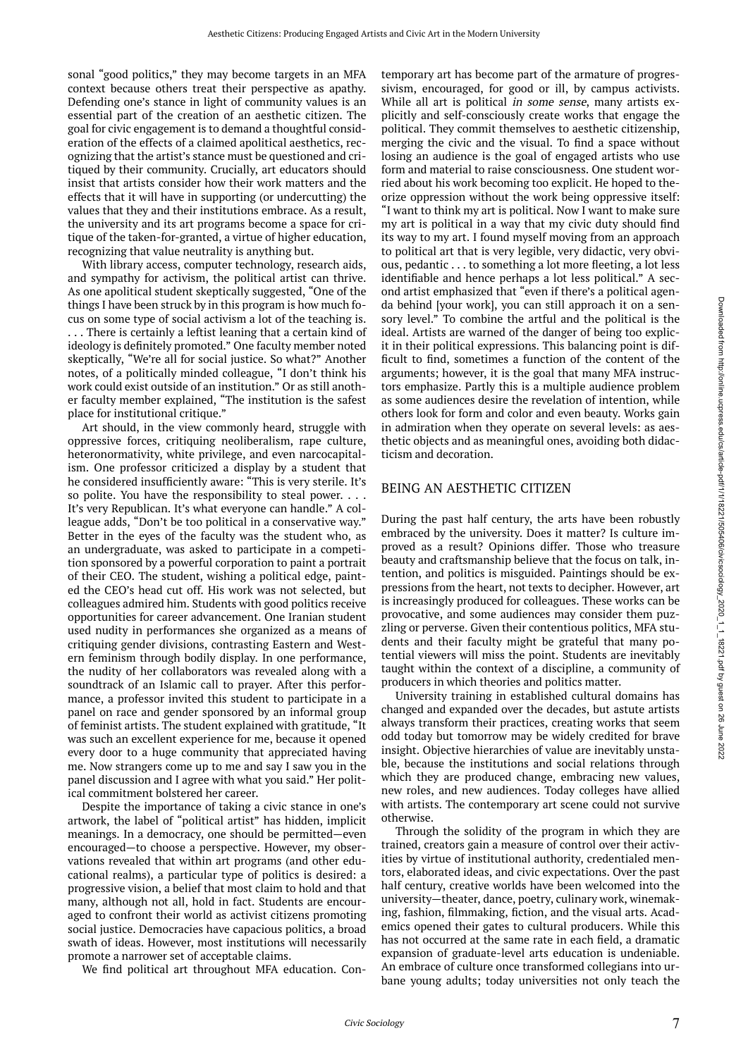sonal "good politics," they may become targets in an MFA context because others treat their perspective as apathy. Defending one's stance in light of community values is an essential part of the creation of an aesthetic citizen. The goal for civic engagement is to demand a thoughtful consideration of the effects of a claimed apolitical aesthetics, recognizing that the artist's stance must be questioned and critiqued by their community. Crucially, art educators should insist that artists consider how their work matters and the effects that it will have in supporting (or undercutting) the values that they and their institutions embrace. As a result, the university and its art programs become a space for critique of the taken-for-granted, a virtue of higher education, recognizing that value neutrality is anything but.

With library access, computer technology, research aids, and sympathy for activism, the political artist can thrive. As one apolitical student skeptically suggested, "One of the things I have been struck by in this program is how much focus on some type of social activism a lot of the teaching is. . . . There is certainly a leftist leaning that a certain kind of ideology is definitely promoted." One faculty member noted skeptically, "We're all for social justice. So what?" Another notes, of a politically minded colleague, "I don't think his work could exist outside of an institution." Or as still another faculty member explained, "The institution is the safest place for institutional critique."

Art should, in the view commonly heard, struggle with oppressive forces, critiquing neoliberalism, rape culture, heteronormativity, white privilege, and even narcocapitalism. One professor criticized a display by a student that he considered insufficiently aware: "This is very sterile. It's so polite. You have the responsibility to steal power. . . . It's very Republican. It's what everyone can handle." A colleague adds, "Don't be too political in a conservative way." Better in the eyes of the faculty was the student who, as an undergraduate, was asked to participate in a competition sponsored by a powerful corporation to paint a portrait of their CEO. The student, wishing a political edge, painted the CEO's head cut off. His work was not selected, but colleagues admired him. Students with good politics receive opportunities for career advancement. One Iranian student used nudity in performances she organized as a means of critiquing gender divisions, contrasting Eastern and Western feminism through bodily display. In one performance, the nudity of her collaborators was revealed along with a soundtrack of an Islamic call to prayer. After this performance, a professor invited this student to participate in a panel on race and gender sponsored by an informal group of feminist artists. The student explained with gratitude, "It was such an excellent experience for me, because it opened every door to a huge community that appreciated having me. Now strangers come up to me and say I saw you in the panel discussion and I agree with what you said." Her political commitment bolstered her career.

Despite the importance of taking a civic stance in one's artwork, the label of "political artist" has hidden, implicit meanings. In a democracy, one should be permitted—even encouraged—to choose a perspective. However, my observations revealed that within art programs (and other educational realms), a particular type of politics is desired: a progressive vision, a belief that most claim to hold and that many, although not all, hold in fact. Students are encouraged to confront their world as activist citizens promoting social justice. Democracies have capacious politics, a broad swath of ideas. However, most institutions will necessarily promote a narrower set of acceptable claims.

We find political art throughout MFA education. Contemporary art has become part of the armature of progressivism, encouraged, for good or ill, by campus activists. While all art is political *in some sense*, many artists explicitly and self-consciously create works that engage the political. They commit themselves to aesthetic citizenship, merging the civic and the visual. To find a space without losing an audience is the goal of engaged artists who use form and material to raise consciousness. One student worried about his work becoming too explicit. He hoped to theorize oppression without the work being oppressive itself: "I want to think my art is political. Now I want to make sure my art is political in a way that my civic duty should find its way to my art. I found myself moving from an approach to political art that is very legible, very didactic, very obvious, pedantic . . . to something a lot more fleeting, a lot less identifiable and hence perhaps a lot less political." A second artist emphasized that "even if there's a political agenda behind [your work], you can still approach it on a sensory level." To combine the artful and the political is the ideal. Artists are warned of the danger of being too explicit in their political expressions. This balancing point is difficult to find, sometimes a function of the content of the arguments; however, it is the goal that many MFA instructors emphasize. Partly this is a multiple audience problem as some audiences desire the revelation of intention, while others look for form and color and even beauty. Works gain in admiration when they operate on several levels: as aesthetic objects and as meaningful ones, avoiding both didacticism and decoration.

## BEING AN AESTHETIC CITIZEN

During the past half century, the arts have been robustly embraced by the university. Does it matter? Is culture improved as a result? Opinions differ. Those who treasure beauty and craftsmanship believe that the focus on talk, intention, and politics is misguided. Paintings should be expressions from the heart, not texts to decipher. However, art is increasingly produced for colleagues. These works can be provocative, and some audiences may consider them puzzling or perverse. Given their contentious politics, MFA students and their faculty might be grateful that many potential viewers will miss the point. Students are inevitably taught within the context of a discipline, a community of producers in which theories and politics matter.

University training in established cultural domains has changed and expanded over the decades, but astute artists always transform their practices, creating works that seem odd today but tomorrow may be widely credited for brave insight. Objective hierarchies of value are inevitably unstable, because the institutions and social relations through which they are produced change, embracing new values, new roles, and new audiences. Today colleges have allied with artists. The contemporary art scene could not survive otherwise.

Through the solidity of the program in which they are trained, creators gain a measure of control over their activities by virtue of institutional authority, credentialed mentors, elaborated ideas, and civic expectations. Over the past half century, creative worlds have been welcomed into the university—theater, dance, poetry, culinary work, winemaking, fashion, filmmaking, fiction, and the visual arts. Academics opened their gates to cultural producers. While this has not occurred at the same rate in each field, a dramatic expansion of graduate-level arts education is undeniable. An embrace of culture once transformed collegians into urbane young adults; today universities not only teach the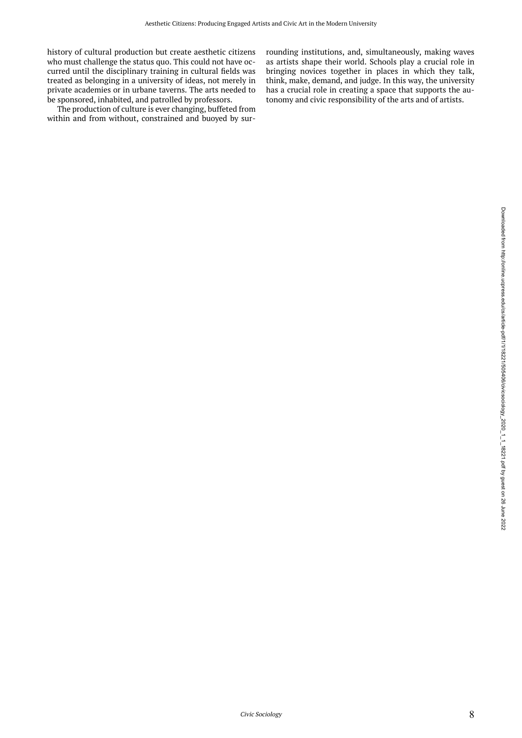history of cultural production but create aesthetic citizens who must challenge the status quo. This could not have occurred until the disciplinary training in cultural fields was treated as belonging in a university of ideas, not merely in private academies or in urbane taverns. The arts needed to be sponsored, inhabited, and patrolled by professors.

The production of culture is ever changing, buffeted from within and from without, constrained and buoyed by surrounding institutions, and, simultaneously, making waves as artists shape their world. Schools play a crucial role in bringing novices together in places in which they talk, think, make, demand, and judge. In this way, the university has a crucial role in creating a space that supports the autonomy and civic responsibility of the arts and of artists.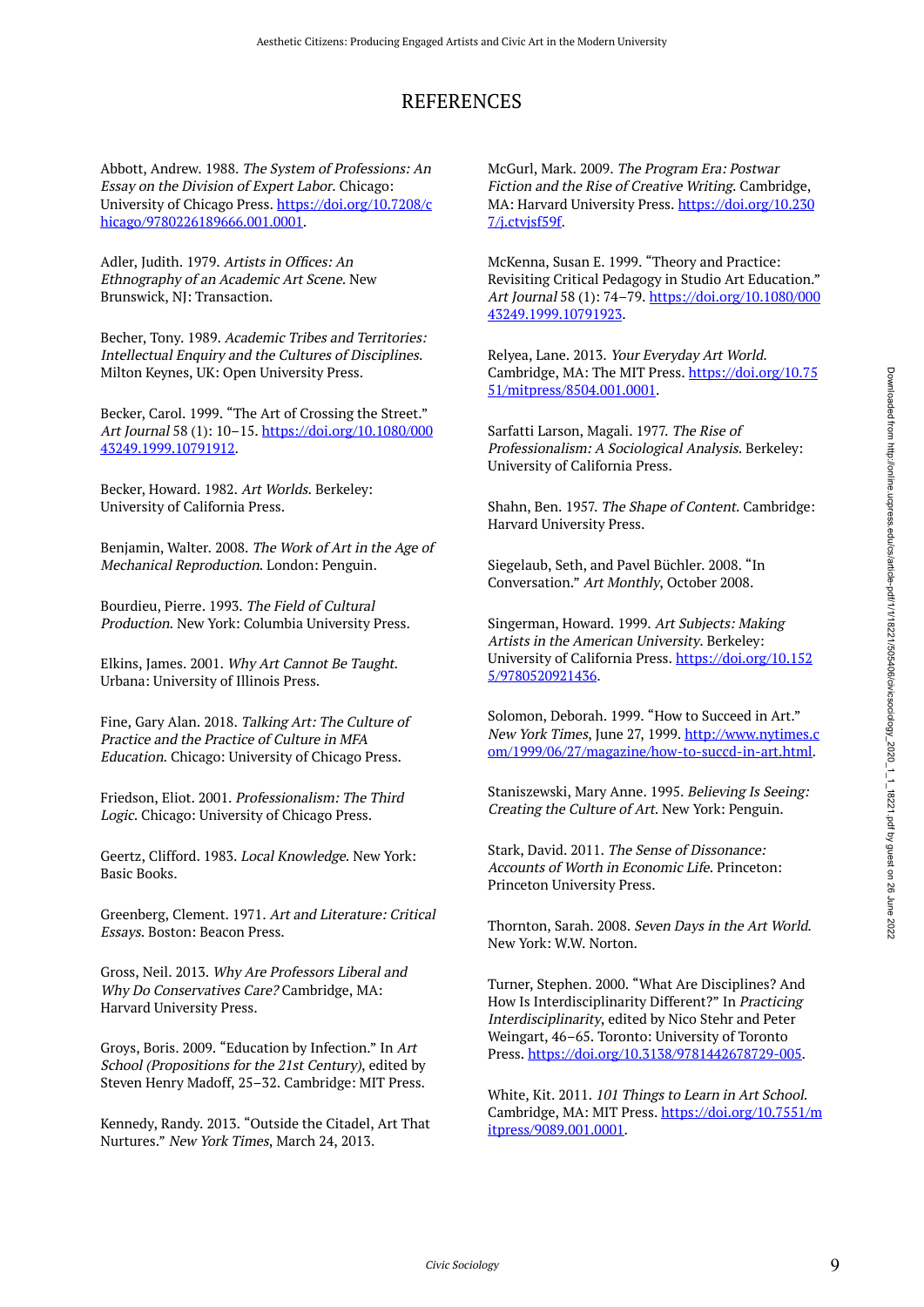# REFERENCES

Abbott, Andrew. 1988. *The System of Professions: An Essay on the Division of Expert Labor*. Chicago: University of Chicago Press. https://doi.org/10.7208/chicago/9780226189666.001.0001.

Adler, Judith. 1979. *Artists in Offices: An Ethnography of an Academic Art Scene*. New Brunswick, NJ: Transaction.

Becher, Tony. 1989. *Academic Tribes and Territories: Intellectual Enquiry and the Cultures of Disciplines*. Milton Keynes, UK: Open University Press.

Becker, Carol. 1999. "The Art of Crossing the Street." *Art Journal* 58 (1): 10–15. https://doi.org/10.1080/00043249.1999.10791912.

Becker, Howard. 1982. *Art Worlds*. Berkeley: University of California Press.

Benjamin, Walter. 2008. *The Work of Art in the Age of Mechanical Reproduction*. London: Penguin.

Bourdieu, Pierre. 1993. *The Field of Cultural Production*. New York: Columbia University Press.

Elkins, James. 2001. *Why Art Cannot Be Taught*. Urbana: University of Illinois Press.

Fine, Gary Alan. 2018. *Talking Art: The Culture of Practice and the Practice of Culture in MFA Education*. Chicago: University of Chicago Press.

Friedson, Eliot. 2001. *Professionalism: The Third Logic*. Chicago: University of Chicago Press.

Geertz, Clifford. 1983. *Local Knowledge*. New York: Basic Books.

Greenberg, Clement. 1971. *Art and Literature: Critical Essays*. Boston: Beacon Press.

Gross, Neil. 2013. *Why Are Professors Liberal and Why Do Conservatives Care?* Cambridge, MA: Harvard University Press.

Groys, Boris. 2009. "Education by Infection." In *Art School (Propositions for the 21st Century)*, edited by Steven Henry Madoff, 25–32. Cambridge: MIT Press.

Kennedy, Randy. 2013. "Outside the Citadel, Art That Nurtures." *New York Times*, March 24, 2013.

McGurl, Mark. 2009. *The Program Era: Postwar Fiction and the Rise of Creative Writing*. Cambridge, MA: Harvard University Press. https://doi.org/10.2307/j.ctvjsf59f.

McKenna, Susan E. 1999. "Theory and Practice: Revisiting Critical Pedagogy in Studio Art Education." *Art Journal* 58 (1): 74–79. https://doi.org/10.1080/00043249.1999.10791923.

Relyea, Lane. 2013. *Your Everyday Art World*. Cambridge, MA: The MIT Press. https://doi.org/10.7551/mitpress/8504.001.0001.

Sarfatti Larson, Magali. 1977. *The Rise of Professionalism: A Sociological Analysis*. Berkeley: University of California Press.

Shahn, Ben. 1957. *The Shape of Content*. Cambridge: Harvard University Press.

Siegelaub, Seth, and Pavel Büchler. 2008. "In Conversation." *Art Monthly*, October 2008.

Singerman, Howard. 1999. *Art Subjects: Making Artists in the American University*. Berkeley: University of California Press. https://doi.org/10.1525/9780520921436.

Solomon, Deborah. 1999. "How to Succeed in Art." *New York Times*, June 27, 1999. http://www.nytimes.com/1999/06/27/magazine/how-to-succd-in-art.html.

Staniszewski, Mary Anne. 1995. *Believing Is Seeing: Creating the Culture of Art*. New York: Penguin.

Stark, David. 2011. *The Sense of Dissonance: Accounts of Worth in Economic Life*. Princeton: Princeton University Press.

Thornton, Sarah. 2008. *Seven Days in the Art World*. New York: W.W. Norton.

Turner, Stephen. 2000. "What Are Disciplines? And How Is Interdisciplinarity Different?" In *Practicing Interdisciplinarity*, edited by Nico Stehr and Peter Weingart, 46–65. Toronto: University of Toronto Press. https://doi.org/10.3138/9781442678729-005.

White, Kit. 2011. *101 Things to Learn in Art School*. Cambridge, MA: MIT Press. https://doi.org/10.7551/mitpress/9089.001.0001.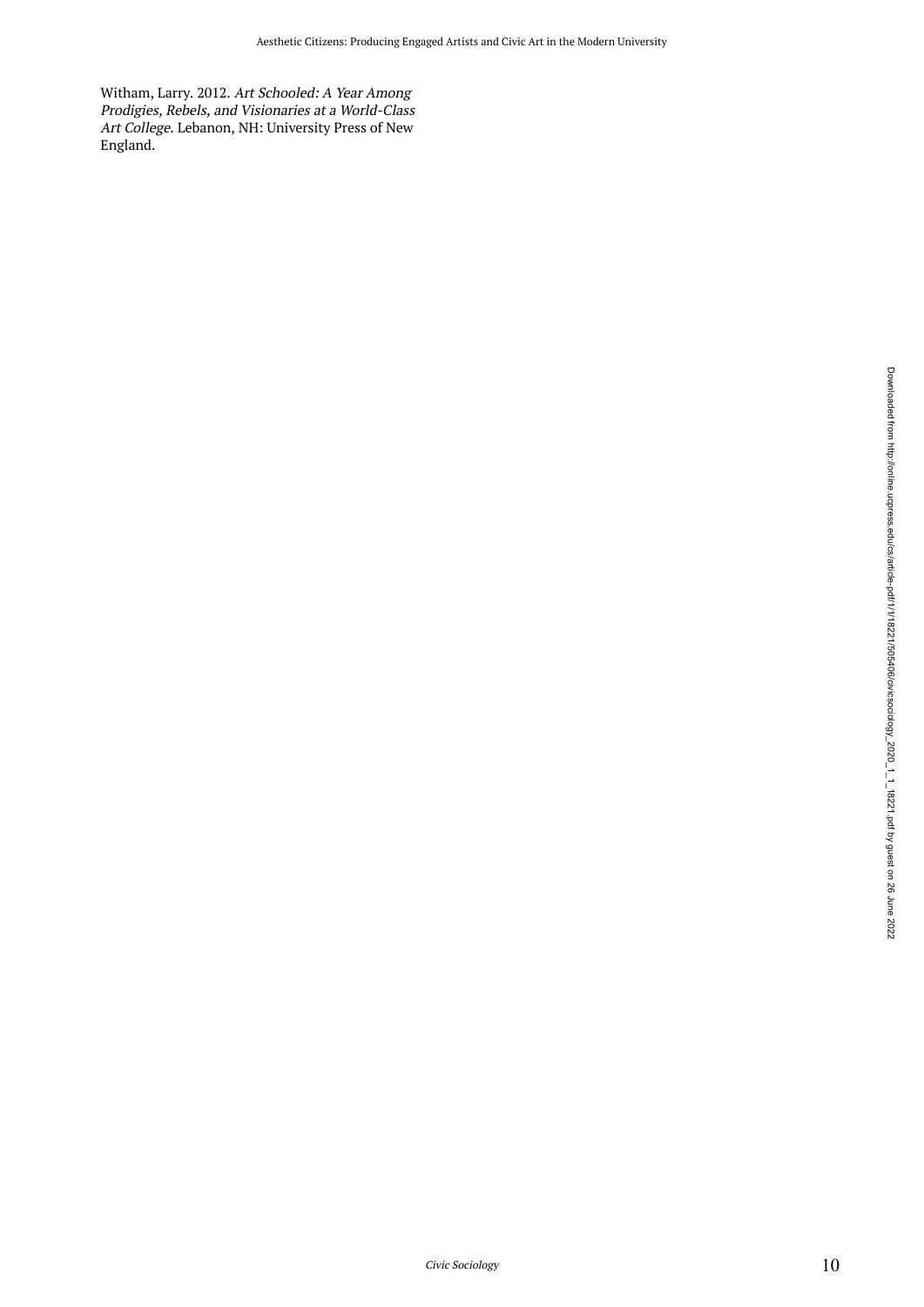Witham, Larry. 2012. *Art Schooled: A Year Among Prodigies, Rebels, and Visionaries at a World-Class Art College*. Lebanon, NH: University Press of New England.